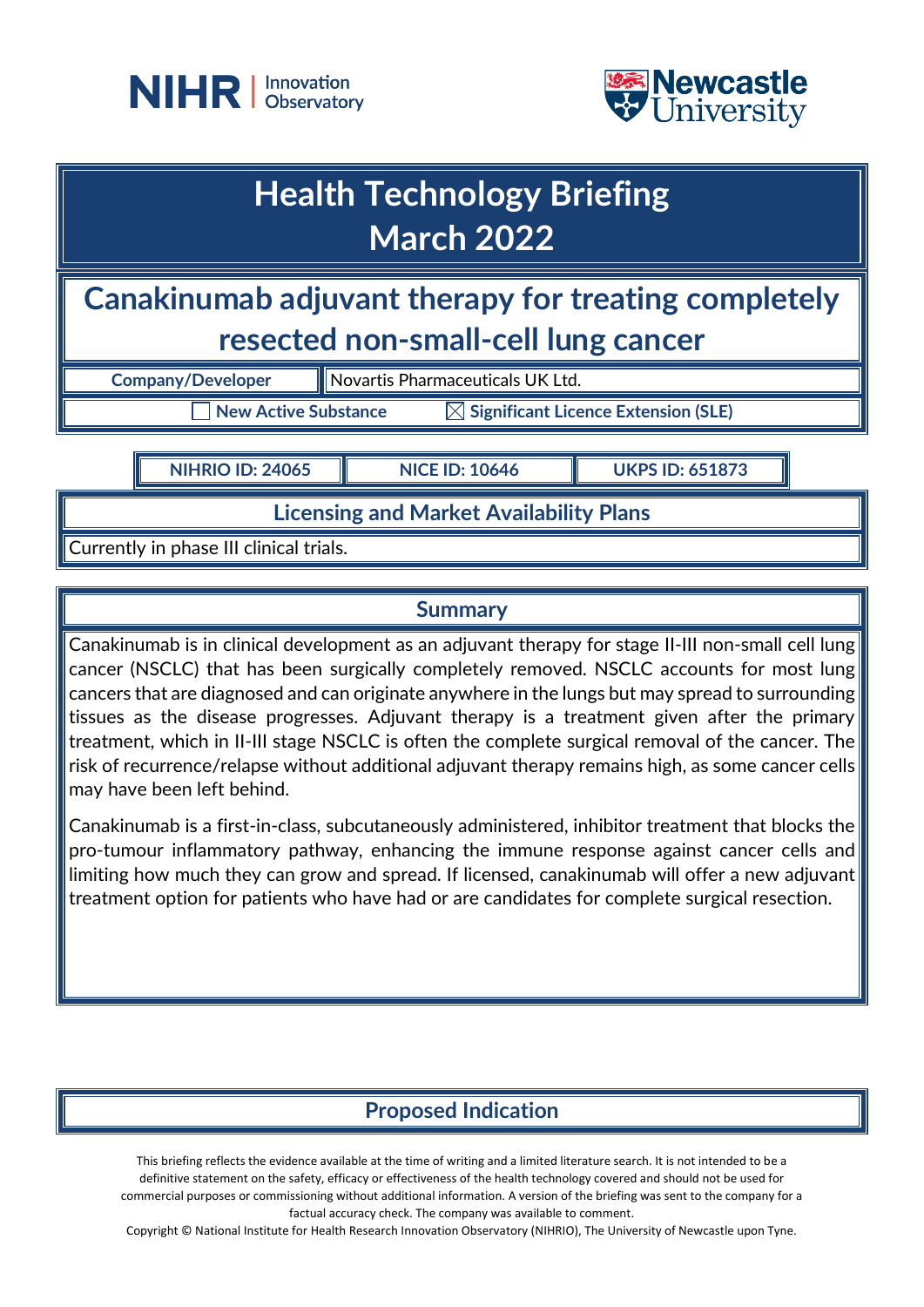# Health Technology Briefing
# March 2022

## Canakinumab adjuvant therapy for treating completely resected non-small-cell lung cancer

| Company/Developer | Novartis Pharmaceuticals UK Ltd. |
|---|---|

☐ New Active Substance ☒ Significant Licence Extension (SLE)

| NIHRIO ID: 24065 | NICE ID: 10646 | UKPS ID: 651873 |
|---|---|---|

### Licensing and Market Availability Plans

Currently in phase III clinical trials.

### Summary

Canakinumab is in clinical development as an adjuvant therapy for stage II-III non-small cell lung cancer (NSCLC) that has been surgically completely removed. NSCLC accounts for most lung cancers that are diagnosed and can originate anywhere in the lungs but may spread to surrounding tissues as the disease progresses. Adjuvant therapy is a treatment given after the primary treatment, which in II-III stage NSCLC is often the complete surgical removal of the cancer. The risk of recurrence/relapse without additional adjuvant therapy remains high, as some cancer cells may have been left behind.

Canakinumab is a first-in-class, subcutaneously administered, inhibitor treatment that blocks the pro-tumour inflammatory pathway, enhancing the immune response against cancer cells and limiting how much they can grow and spread. If licensed, canakinumab will offer a new adjuvant treatment option for patients who have had or are candidates for complete surgical resection.

### Proposed Indication

This briefing reflects the evidence available at the time of writing and a limited literature search. It is not intended to be a definitive statement on the safety, efficacy or effectiveness of the health technology covered and should not be used for commercial purposes or commissioning without additional information. A version of the briefing was sent to the company for a factual accuracy check. The company was available to comment.

Copyright © National Institute for Health Research Innovation Observatory (NIHRIO), The University of Newcastle upon Tyne.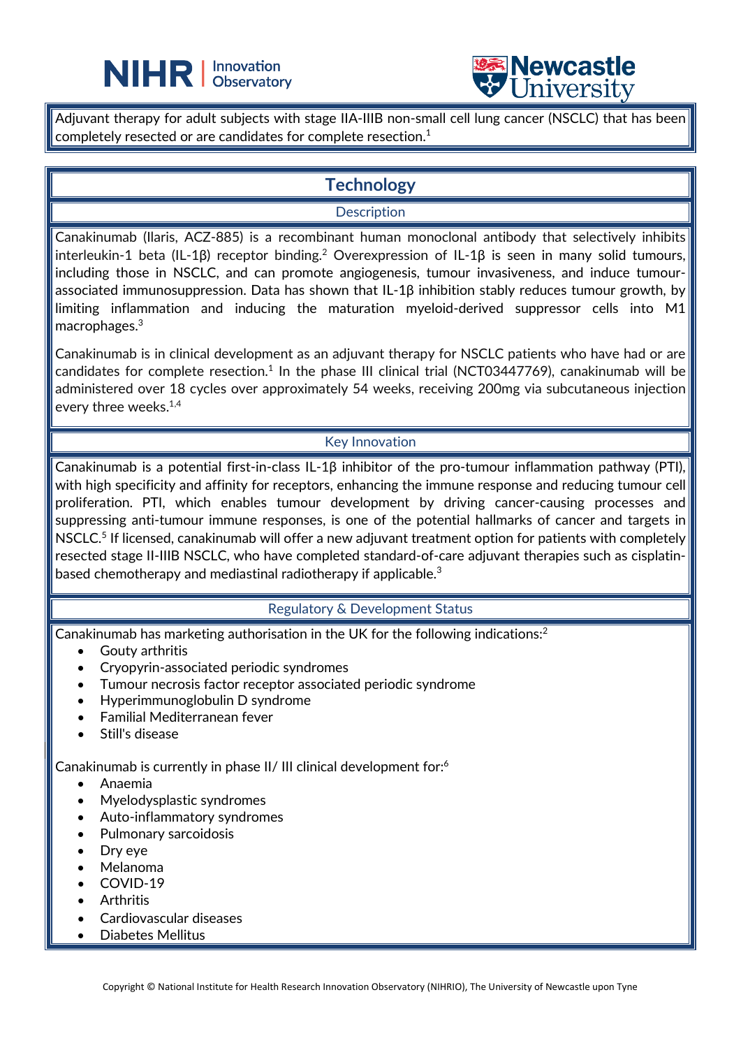Adjuvant therapy for adult subjects with stage IIA-IIIB non-small cell lung cancer (NSCLC) that has been completely resected or are candidates for complete resection.[1]

## Technology

### Description

Canakinumab (Ilaris, ACZ-885) is a recombinant human monoclonal antibody that selectively inhibits interleukin-1 beta (IL-1β) receptor binding.[2] Overexpression of IL-1β is seen in many solid tumours, including those in NSCLC, and can promote angiogenesis, tumour invasiveness, and induce tumour-associated immunosuppression. Data has shown that IL-1β inhibition stably reduces tumour growth, by limiting inflammation and inducing the maturation myeloid-derived suppressor cells into M1 macrophages.[3]

Canakinumab is in clinical development as an adjuvant therapy for NSCLC patients who have had or are candidates for complete resection.[1] In the phase III clinical trial (NCT03447769), canakinumab will be administered over 18 cycles over approximately 54 weeks, receiving 200mg via subcutaneous injection every three weeks.[1,4]

### Key Innovation

Canakinumab is a potential first-in-class IL-1β inhibitor of the pro-tumour inflammation pathway (PTI), with high specificity and affinity for receptors, enhancing the immune response and reducing tumour cell proliferation. PTI, which enables tumour development by driving cancer-causing processes and suppressing anti-tumour immune responses, is one of the potential hallmarks of cancer and targets in NSCLC.[5] If licensed, canakinumab will offer a new adjuvant treatment option for patients with completely resected stage II-IIIB NSCLC, who have completed standard-of-care adjuvant therapies such as cisplatin-based chemotherapy and mediastinal radiotherapy if applicable.[3]

### Regulatory & Development Status

Canakinumab has marketing authorisation in the UK for the following indications:[2]

- Gouty arthritis
- Cryopyrin-associated periodic syndromes
- Tumour necrosis factor receptor associated periodic syndrome
- Hyperimmunoglobulin D syndrome
- Familial Mediterranean fever
- Still's disease

Canakinumab is currently in phase II/ III clinical development for:[6]

- Anaemia
- Myelodysplastic syndromes
- Auto-inflammatory syndromes
- Pulmonary sarcoidosis
- Dry eye
- Melanoma
- COVID-19
- Arthritis
- Cardiovascular diseases
- Diabetes Mellitus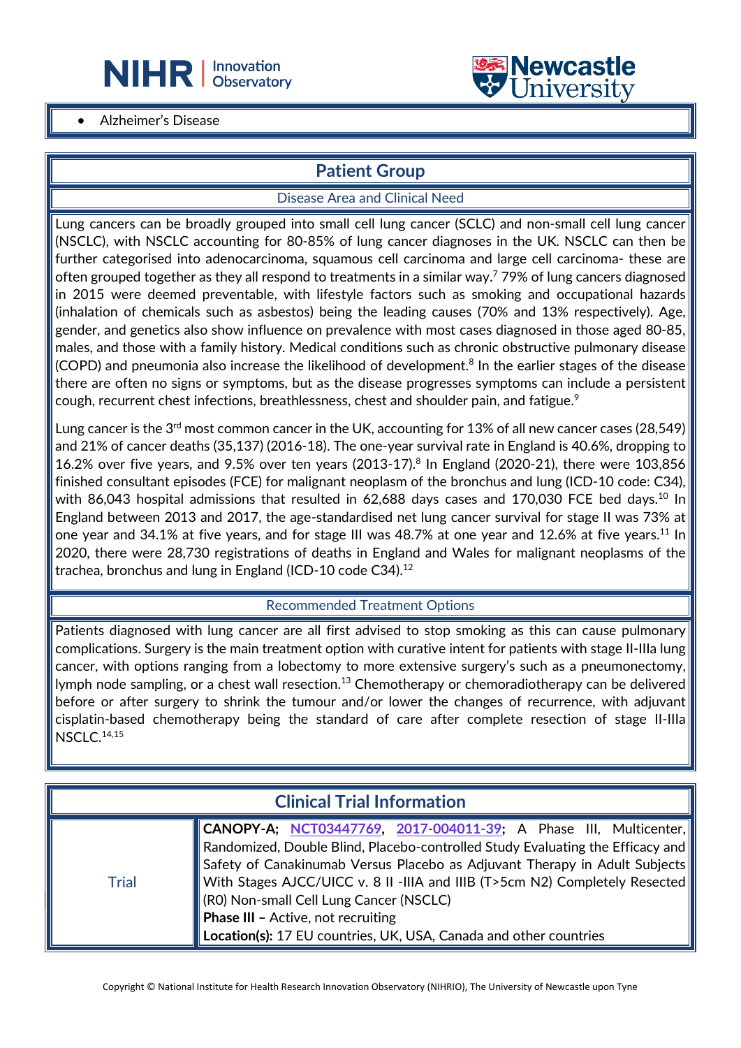- Alzheimer's Disease

## Patient Group

### Disease Area and Clinical Need

Lung cancers can be broadly grouped into small cell lung cancer (SCLC) and non-small cell lung cancer (NSCLC), with NSCLC accounting for 80-85% of lung cancer diagnoses in the UK. NSCLC can then be further categorised into adenocarcinoma, squamous cell carcinoma and large cell carcinoma- these are often grouped together as they all respond to treatments in a similar way.[7] 79% of lung cancers diagnosed in 2015 were deemed preventable, with lifestyle factors such as smoking and occupational hazards (inhalation of chemicals such as asbestos) being the leading causes (70% and 13% respectively). Age, gender, and genetics also show influence on prevalence with most cases diagnosed in those aged 80-85, males, and those with a family history. Medical conditions such as chronic obstructive pulmonary disease (COPD) and pneumonia also increase the likelihood of development.[8] In the earlier stages of the disease there are often no signs or symptoms, but as the disease progresses symptoms can include a persistent cough, recurrent chest infections, breathlessness, chest and shoulder pain, and fatigue.[9]

Lung cancer is the 3rd most common cancer in the UK, accounting for 13% of all new cancer cases (28,549) and 21% of cancer deaths (35,137) (2016-18). The one-year survival rate in England is 40.6%, dropping to 16.2% over five years, and 9.5% over ten years (2013-17).[8] In England (2020-21), there were 103,856 finished consultant episodes (FCE) for malignant neoplasm of the bronchus and lung (ICD-10 code: C34), with 86,043 hospital admissions that resulted in 62,688 days cases and 170,030 FCE bed days.[10] In England between 2013 and 2017, the age-standardised net lung cancer survival for stage II was 73% at one year and 34.1% at five years, and for stage III was 48.7% at one year and 12.6% at five years.[11] In 2020, there were 28,730 registrations of deaths in England and Wales for malignant neoplasms of the trachea, bronchus and lung in England (ICD-10 code C34).[12]

### Recommended Treatment Options

Patients diagnosed with lung cancer are all first advised to stop smoking as this can cause pulmonary complications. Surgery is the main treatment option with curative intent for patients with stage II-IIIa lung cancer, with options ranging from a lobectomy to more extensive surgery's such as a pneumonectomy, lymph node sampling, or a chest wall resection.[13] Chemotherapy or chemoradiotherapy can be delivered before or after surgery to shrink the tumour and/or lower the changes of recurrence, with adjuvant cisplatin-based chemotherapy being the standard of care after complete resection of stage II-IIIa NSCLC.[14,15]

## Clinical Trial Information

| | |
|---|---|
| Trial | **CANOPY-A; NCT03447769, 2017-004011-39**; A Phase III, Multicenter, Randomized, Double Blind, Placebo-controlled Study Evaluating the Efficacy and Safety of Canakinumab Versus Placebo as Adjuvant Therapy in Adult Subjects With Stages AJCC/UICC v. 8 II -IIIA and IIIB (T>5cm N2) Completely Resected (R0) Non-small Cell Lung Cancer (NSCLC)<br>**Phase III** – Active, not recruiting<br>**Location(s):** 17 EU countries, UK, USA, Canada and other countries |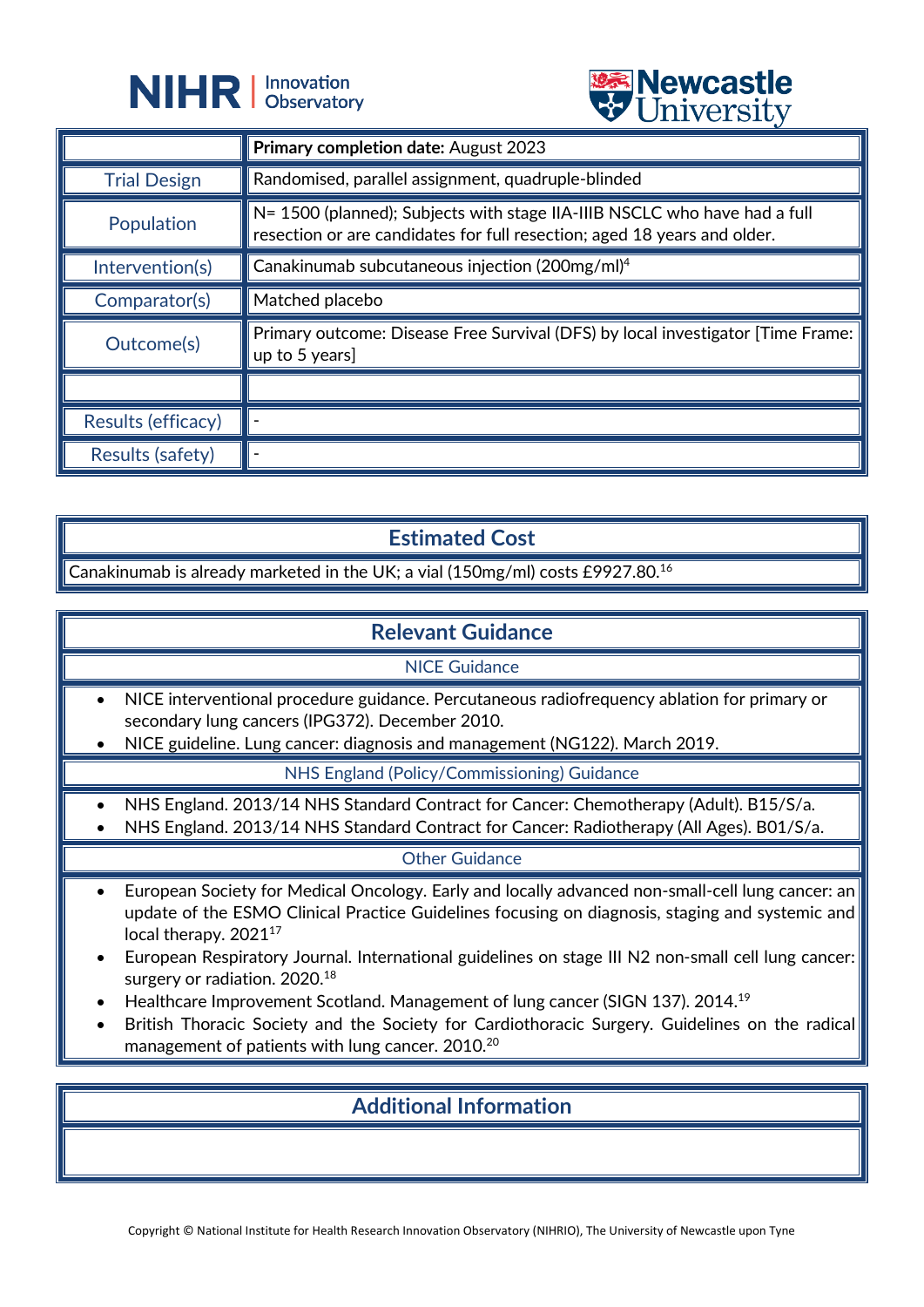| | **Primary completion date:** August 2023 |
|---|---|
| Trial Design | Randomised, parallel assignment, quadruple-blinded |
| Population | N= 1500 (planned); Subjects with stage IIA-IIIB NSCLC who have had a full resection or are candidates for full resection; aged 18 years and older. |
| Intervention(s) | Canakinumab subcutaneous injection (200mg/ml)[4] |
| Comparator(s) | Matched placebo |
| Outcome(s) | Primary outcome: Disease Free Survival (DFS) by local investigator [Time Frame: up to 5 years] |
| | |
| Results (efficacy) | - |
| Results (safety) | - |

## Estimated Cost

Canakinumab is already marketed in the UK; a vial (150mg/ml) costs £9927.80.[16]

## Relevant Guidance

### NICE Guidance

- NICE interventional procedure guidance. Percutaneous radiofrequency ablation for primary or secondary lung cancers (IPG372). December 2010.
- NICE guideline. Lung cancer: diagnosis and management (NG122). March 2019.

### NHS England (Policy/Commissioning) Guidance

- NHS England. 2013/14 NHS Standard Contract for Cancer: Chemotherapy (Adult). B15/S/a.
- NHS England. 2013/14 NHS Standard Contract for Cancer: Radiotherapy (All Ages). B01/S/a.

### Other Guidance

- European Society for Medical Oncology. Early and locally advanced non-small-cell lung cancer: an update of the ESMO Clinical Practice Guidelines focusing on diagnosis, staging and systemic and local therapy. 2021[17]
- European Respiratory Journal. International guidelines on stage III N2 non-small cell lung cancer: surgery or radiation. 2020.[18]
- Healthcare Improvement Scotland. Management of lung cancer (SIGN 137). 2014.[19]
- British Thoracic Society and the Society for Cardiothoracic Surgery. Guidelines on the radical management of patients with lung cancer. 2010.[20]

## Additional Information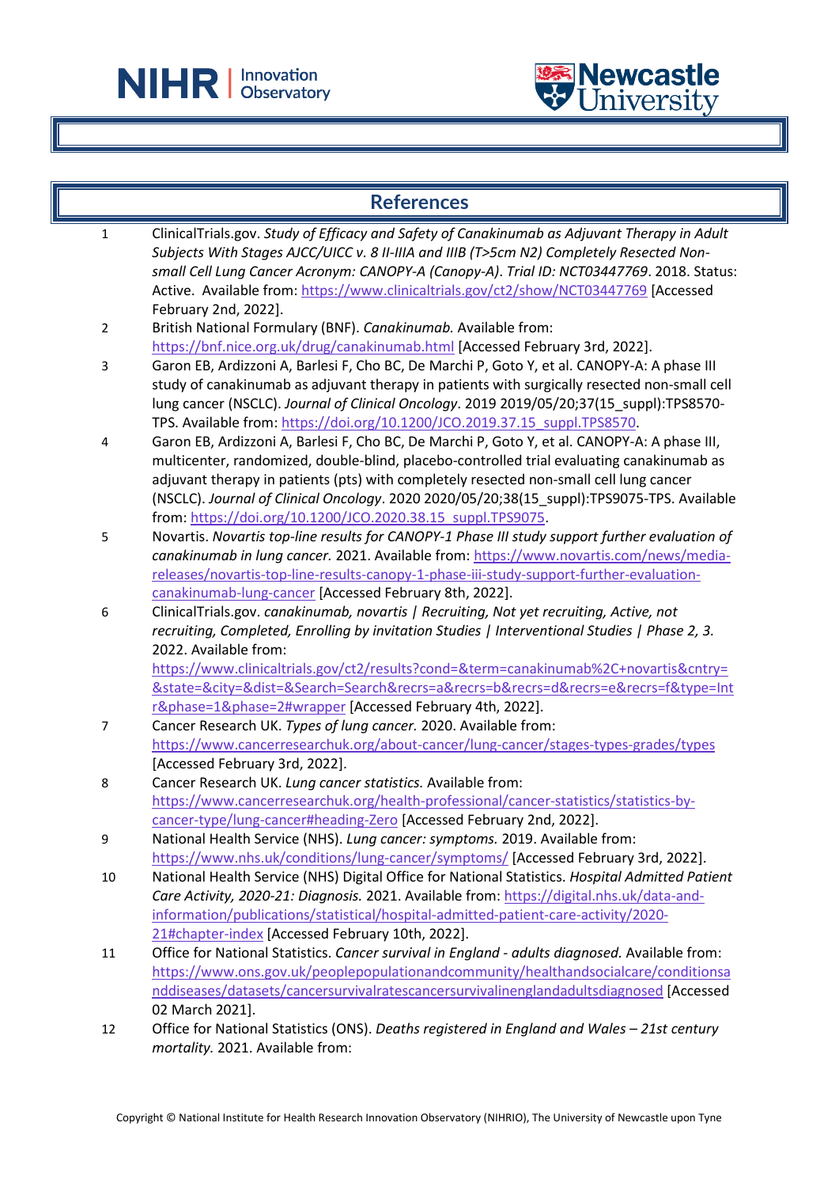## References

1. ClinicalTrials.gov. *Study of Efficacy and Safety of Canakinumab as Adjuvant Therapy in Adult Subjects With Stages AJCC/UICC v. 8 II-IIIA and IIIB (T>5cm N2) Completely Resected Non-small Cell Lung Cancer Acronym: CANOPY-A (Canopy-A). Trial ID: NCT03447769*. 2018. Status: Active. Available from: https://www.clinicaltrials.gov/ct2/show/NCT03447769 [Accessed February 2nd, 2022].
2. British National Formulary (BNF). *Canakinumab.* Available from: https://bnf.nice.org.uk/drug/canakinumab.html [Accessed February 3rd, 2022].
3. Garon EB, Ardizzoni A, Barlesi F, Cho BC, De Marchi P, Goto Y, et al. CANOPY-A: A phase III study of canakinumab as adjuvant therapy in patients with surgically resected non-small cell lung cancer (NSCLC). *Journal of Clinical Oncology*. 2019 2019/05/20;37(15_suppl):TPS8570-TPS. Available from: https://doi.org/10.1200/JCO.2019.37.15_suppl.TPS8570.
4. Garon EB, Ardizzoni A, Barlesi F, Cho BC, De Marchi P, Goto Y, et al. CANOPY-A: A phase III, multicenter, randomized, double-blind, placebo-controlled trial evaluating canakinumab as adjuvant therapy in patients (pts) with completely resected non-small cell lung cancer (NSCLC). *Journal of Clinical Oncology*. 2020 2020/05/20;38(15_suppl):TPS9075-TPS. Available from: https://doi.org/10.1200/JCO.2020.38.15_suppl.TPS9075.
5. Novartis. *Novartis top-line results for CANOPY-1 Phase III study support further evaluation of canakinumab in lung cancer.* 2021. Available from: https://www.novartis.com/news/media-releases/novartis-top-line-results-canopy-1-phase-iii-study-support-further-evaluation-canakinumab-lung-cancer [Accessed February 8th, 2022].
6. ClinicalTrials.gov. *canakinumab, novartis | Recruiting, Not yet recruiting, Active, not recruiting, Completed, Enrolling by invitation Studies | Interventional Studies | Phase 2, 3.* 2022. Available from: https://www.clinicaltrials.gov/ct2/results?cond=&term=canakinumab%2C+novartis&cntry=&state=&city=&dist=&Search=Search&recrs=a&recrs=b&recrs=d&recrs=e&recrs=f&type=Intr&phase=1&phase=2#wrapper [Accessed February 4th, 2022].
7. Cancer Research UK. *Types of lung cancer.* 2020. Available from: https://www.cancerresearchuk.org/about-cancer/lung-cancer/stages-types-grades/types [Accessed February 3rd, 2022].
8. Cancer Research UK. *Lung cancer statistics.* Available from: https://www.cancerresearchuk.org/health-professional/cancer-statistics/statistics-by-cancer-type/lung-cancer#heading-Zero [Accessed February 2nd, 2022].
9. National Health Service (NHS). *Lung cancer: symptoms.* 2019. Available from: https://www.nhs.uk/conditions/lung-cancer/symptoms/ [Accessed February 3rd, 2022].
10. National Health Service (NHS) Digital Office for National Statistics. *Hospital Admitted Patient Care Activity, 2020-21: Diagnosis.* 2021. Available from: https://digital.nhs.uk/data-and-information/publications/statistical/hospital-admitted-patient-care-activity/2020-21#chapter-index [Accessed February 10th, 2022].
11. Office for National Statistics. *Cancer survival in England - adults diagnosed.* Available from: https://www.ons.gov.uk/peoplepopulationandcommunity/healthandsocialcare/conditionsanddiseases/datasets/cancersurvivalratescancersurvivalinenglandadultsdiagnosed [Accessed 02 March 2021].
12. Office for National Statistics (ONS). *Deaths registered in England and Wales – 21st century mortality.* 2021. Available from: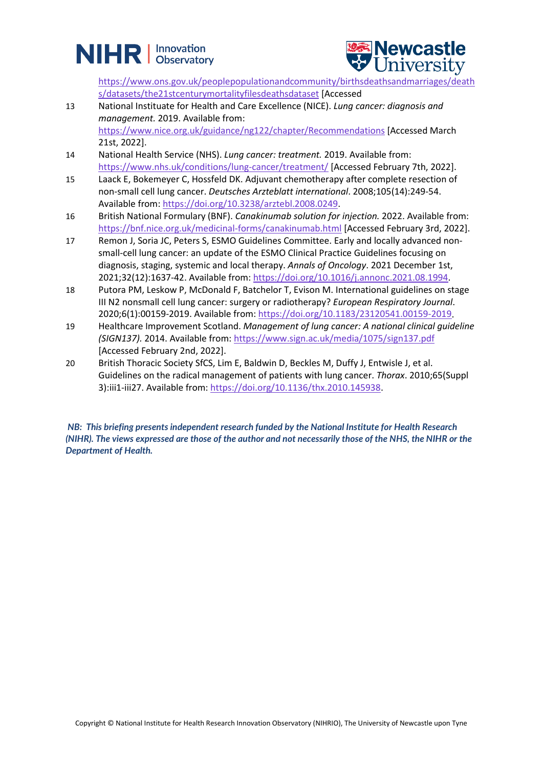https://www.ons.gov.uk/peoplepopulationandcommunity/birthsdeathsandmarriages/deaths/datasets/the21stcenturymortalityfilesdeathsdataset [Accessed

13 National Instiatute for Health and Care Excellence (NICE). *Lung cancer: diagnosis and management.* 2019. Available from: https://www.nice.org.uk/guidance/ng122/chapter/Recommendations [Accessed March 21st, 2022].

14 National Health Service (NHS). *Lung cancer: treatment.* 2019. Available from: https://www.nhs.uk/conditions/lung-cancer/treatment/ [Accessed February 7th, 2022].

15 Laack E, Bokemeyer C, Hossfeld DK. Adjuvant chemotherapy after complete resection of non-small cell lung cancer. *Deutsches Arzteblatt international*. 2008;105(14):249-54. Available from: https://doi.org/10.3238/arztebl.2008.0249.

16 British National Formulary (BNF). *Canakinumab solution for injection.* 2022. Available from: https://bnf.nice.org.uk/medicinal-forms/canakinumab.html [Accessed February 3rd, 2022].

17 Remon J, Soria JC, Peters S, ESMO Guidelines Committee. Early and locally advanced non-small-cell lung cancer: an update of the ESMO Clinical Practice Guidelines focusing on diagnosis, staging, systemic and local therapy. *Annals of Oncology*. 2021 December 1st, 2021;32(12):1637-42. Available from: https://doi.org/10.1016/j.annonc.2021.08.1994.

18 Putora PM, Leskow P, McDonald F, Batchelor T, Evison M. International guidelines on stage III N2 nonsmall cell lung cancer: surgery or radiotherapy? *European Respiratory Journal*. 2020;6(1):00159-2019. Available from: https://doi.org/10.1183/23120541.00159-2019.

19 Healthcare Improvement Scotland. *Management of lung cancer: A national clinical guideline (SIGN137).* 2014. Available from: https://www.sign.ac.uk/media/1075/sign137.pdf [Accessed February 2nd, 2022].

20 British Thoracic Society SfCS, Lim E, Baldwin D, Beckles M, Duffy J, Entwisle J, et al. Guidelines on the radical management of patients with lung cancer. *Thorax*. 2010;65(Suppl 3):iii1-iii27. Available from: https://doi.org/10.1136/thx.2010.145938.

***NB: This briefing presents independent research funded by the National Institute for Health Research (NIHR). The views expressed are those of the author and not necessarily those of the NHS, the NIHR or the Department of Health.***